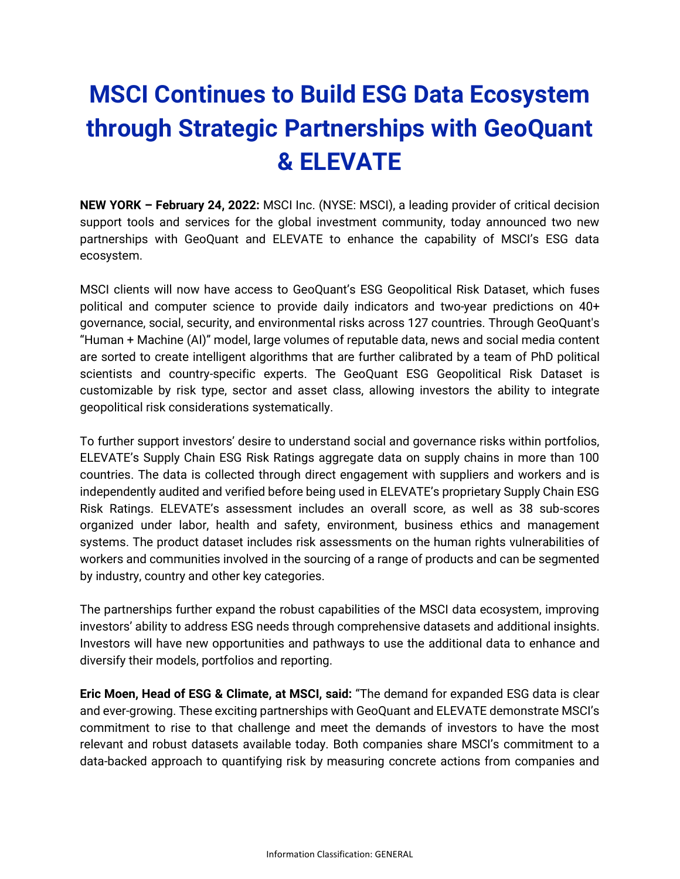# MSCI Continues to Build ESG Data Ecosystem through Strategic Partnerships with GeoQuant & ELEVATE

**NEW YORK – February 24, 2022:** MSCI Inc. (NYSE: MSCI), a leading provider of critical decision support tools and services for the global investment community, today announced two new partnerships with GeoQuant and ELEVATE to enhance the capability of MSCI's ESG data ecosystem.

MSCI clients will now have access to GeoQuant's ESG Geopolitical Risk Dataset, which fuses political and computer science to provide daily indicators and two-year predictions on 40+ governance, social, security, and environmental risks across 127 countries. Through GeoQuant's "Human + Machine (AI)" model, large volumes of reputable data, news and social media content are sorted to create intelligent algorithms that are further calibrated by a team of PhD political scientists and country-specific experts. The GeoQuant ESG Geopolitical Risk Dataset is customizable by risk type, sector and asset class, allowing investors the ability to integrate geopolitical risk considerations systematically.

To further support investors' desire to understand social and governance risks within portfolios, ELEVATE's Supply Chain ESG Risk Ratings aggregate data on supply chains in more than 100 countries. The data is collected through direct engagement with suppliers and workers and is independently audited and verified before being used in ELEVATE's proprietary Supply Chain ESG Risk Ratings. ELEVATE's assessment includes an overall score, as well as 38 sub-scores organized under labor, health and safety, environment, business ethics and management systems. The product dataset includes risk assessments on the human rights vulnerabilities of workers and communities involved in the sourcing of a range of products and can be segmented by industry, country and other key categories.

The partnerships further expand the robust capabilities of the MSCI data ecosystem, improving investors' ability to address ESG needs through comprehensive datasets and additional insights. Investors will have new opportunities and pathways to use the additional data to enhance and diversify their models, portfolios and reporting.

**Eric Moen, Head of ESG & Climate, at MSCI, said:** "The demand for expanded ESG data is clear and ever-growing. These exciting partnerships with GeoQuant and ELEVATE demonstrate MSCI's commitment to rise to that challenge and meet the demands of investors to have the most relevant and robust datasets available today. Both companies share MSCI's commitment to a data-backed approach to quantifying risk by measuring concrete actions from companies and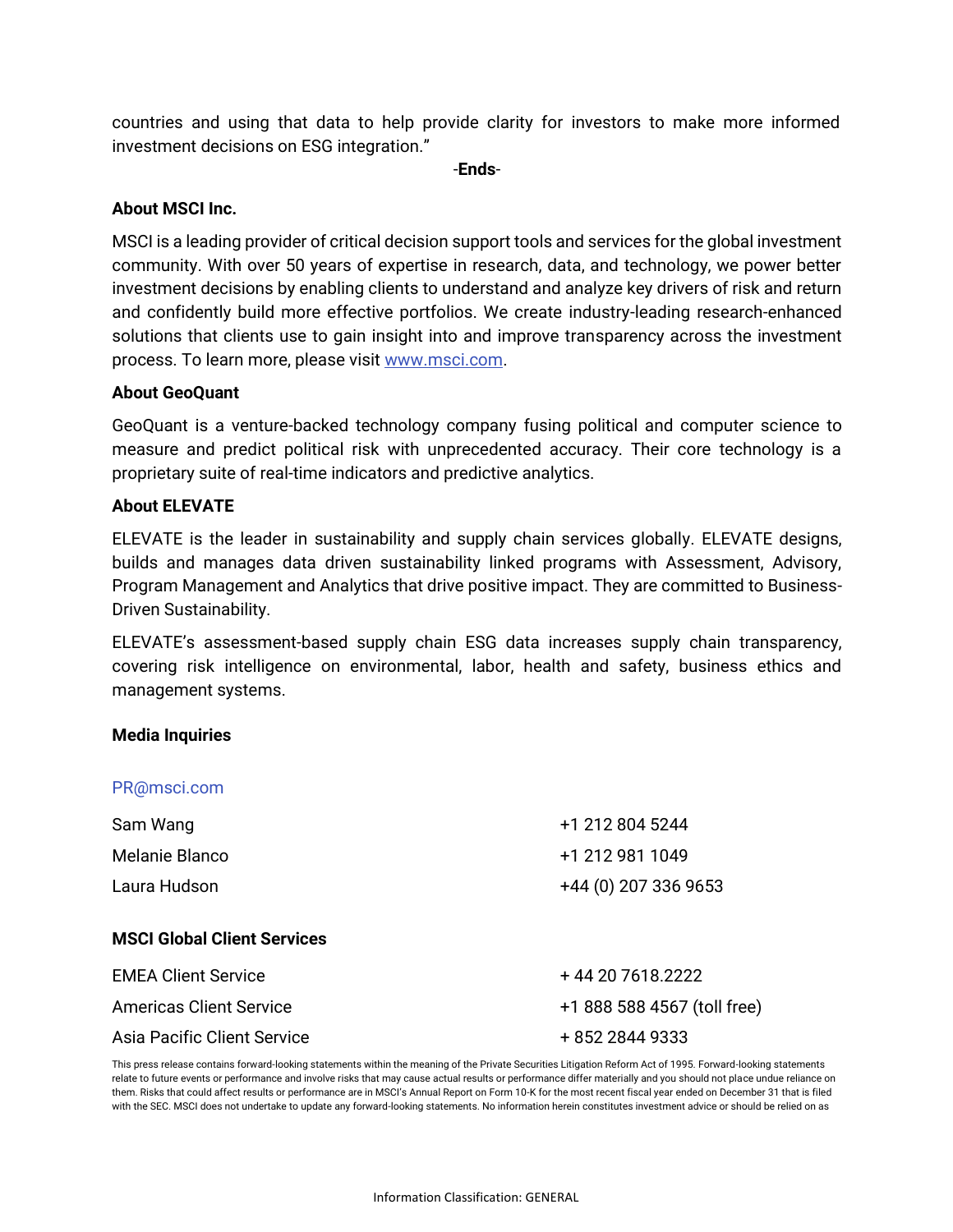countries and using that data to help provide clarity for investors to make more informed investment decisions on ESG integration."

-**Ends**-

**About MSCI Inc.**

MSCI is a leading provider of critical decision support tools and services for the global investment community. With over 50 years of expertise in research, data, and technology, we power better investment decisions by enabling clients to understand and analyze key drivers of risk and return and confidently build more effective portfolios. We create industry-leading research-enhanced solutions that clients use to gain insight into and improve transparency across the investment process. To learn more, please visit www.msci.com.

**About GeoQuant**

GeoQuant is a venture-backed technology company fusing political and computer science to measure and predict political risk with unprecedented accuracy. Their core technology is a proprietary suite of real-time indicators and predictive analytics.

**About ELEVATE**

ELEVATE is the leader in sustainability and supply chain services globally. ELEVATE designs, builds and manages data driven sustainability linked programs with Assessment, Advisory, Program Management and Analytics that drive positive impact. They are committed to Business-Driven Sustainability.

ELEVATE's assessment-based supply chain ESG data increases supply chain transparency, covering risk intelligence on environmental, labor, health and safety, business ethics and management systems.

**Media Inquiries**

PR@msci.com

| | |
|---|---|
| Sam Wang | +1 212 804 5244 |
| Melanie Blanco | +1 212 981 1049 |
| Laura Hudson | +44 (0) 207 336 9653 |

**MSCI Global Client Services**

| | |
|---|---|
| EMEA Client Service | + 44 20 7618.2222 |
| Americas Client Service | +1 888 588 4567 (toll free) |
| Asia Pacific Client Service | + 852 2844 9333 |

This press release contains forward-looking statements within the meaning of the Private Securities Litigation Reform Act of 1995. Forward-looking statements relate to future events or performance and involve risks that may cause actual results or performance differ materially and you should not place undue reliance on them. Risks that could affect results or performance are in MSCI's Annual Report on Form 10-K for the most recent fiscal year ended on December 31 that is filed with the SEC. MSCI does not undertake to update any forward-looking statements. No information herein constitutes investment advice or should be relied on as

Information Classification: GENERAL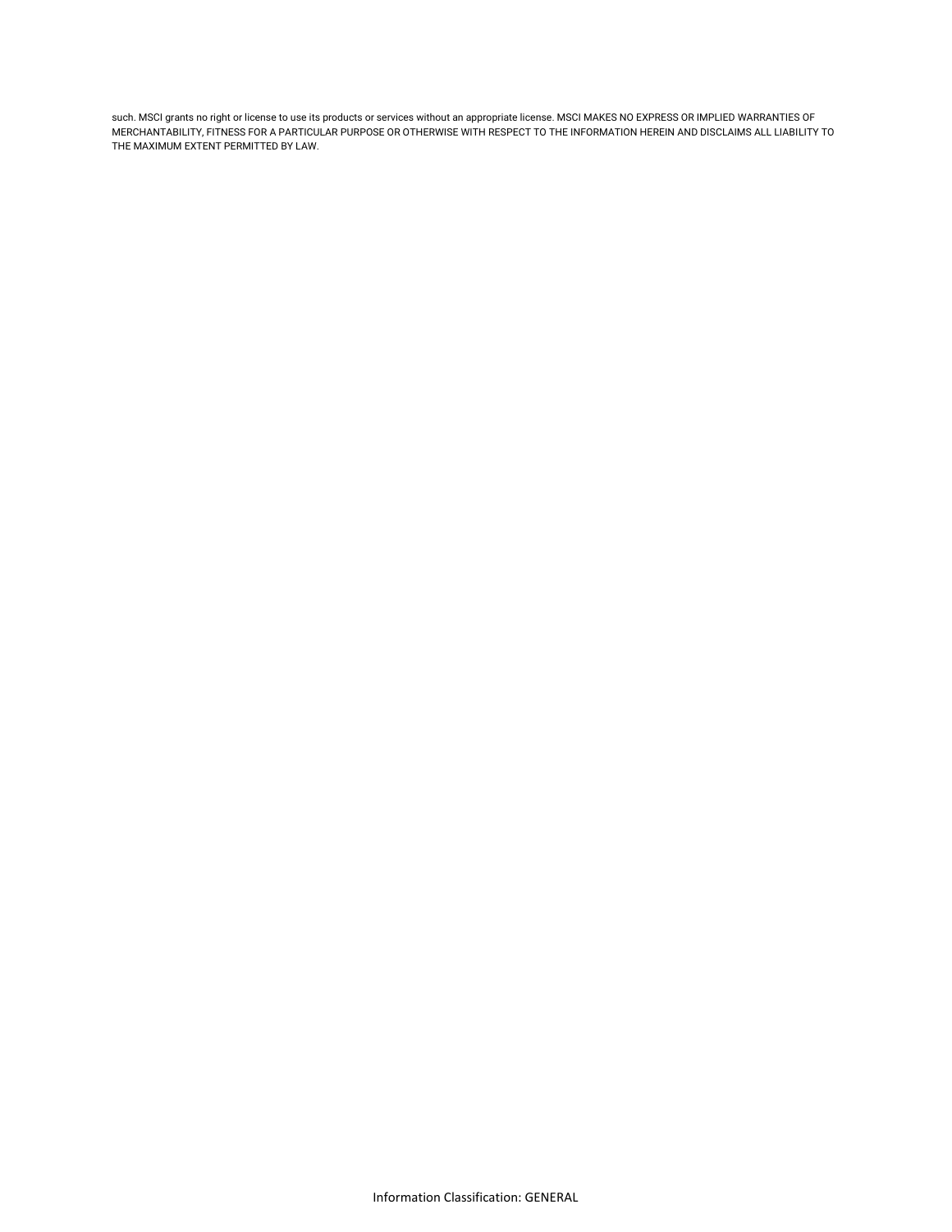such. MSCI grants no right or license to use its products or services without an appropriate license. MSCI MAKES NO EXPRESS OR IMPLIED WARRANTIES OF MERCHANTABILITY, FITNESS FOR A PARTICULAR PURPOSE OR OTHERWISE WITH RESPECT TO THE INFORMATION HEREIN AND DISCLAIMS ALL LIABILITY TO THE MAXIMUM EXTENT PERMITTED BY LAW.